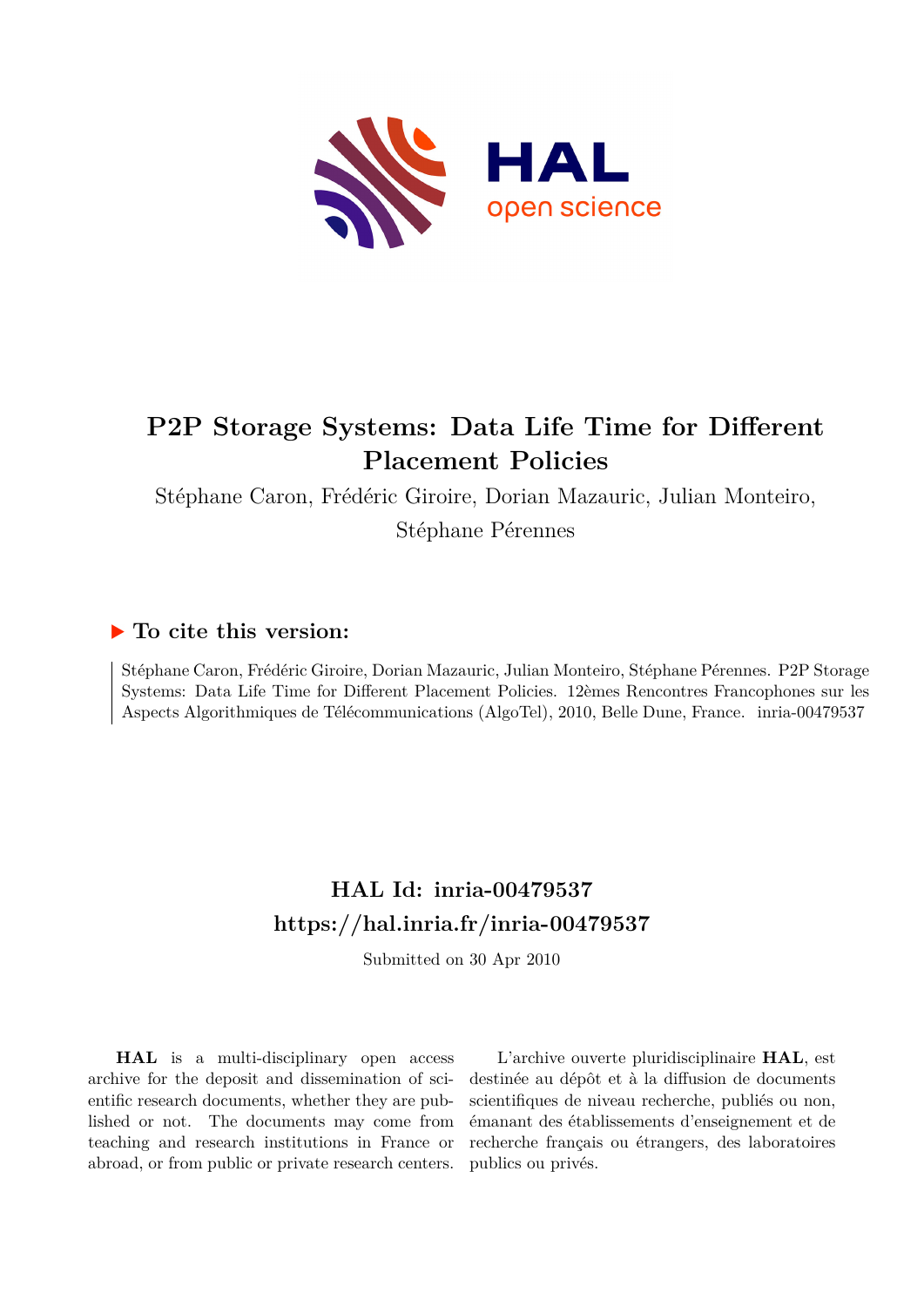# P2P Storage Systems: Data Life Time for Different Placement Policies

Stéphane Caron, Frédéric Giroire, Dorian Mazauric, Julian Monteiro, Stéphane Pérennes

## To cite this version:

Stéphane Caron, Frédéric Giroire, Dorian Mazauric, Julian Monteiro, Stéphane Pérennes. P2P Storage Systems: Data Life Time for Different Placement Policies. 12èmes Rencontres Francophones sur les Aspects Algorithmiques de Télécommunications (AlgoTel), 2010, Belle Dune, France. inria-00479537

## HAL Id: inria-00479537
## https://hal.inria.fr/inria-00479537

Submitted on 30 Apr 2010

**HAL** is a multi-disciplinary open access archive for the deposit and dissemination of scientific research documents, whether they are published or not. The documents may come from teaching and research institutions in France or abroad, or from public or private research centers.

L'archive ouverte pluridisciplinaire **HAL**, est destinée au dépôt et à la diffusion de documents scientifiques de niveau recherche, publiés ou non, émanant des établissements d'enseignement et de recherche français ou étrangers, des laboratoires publics ou privés.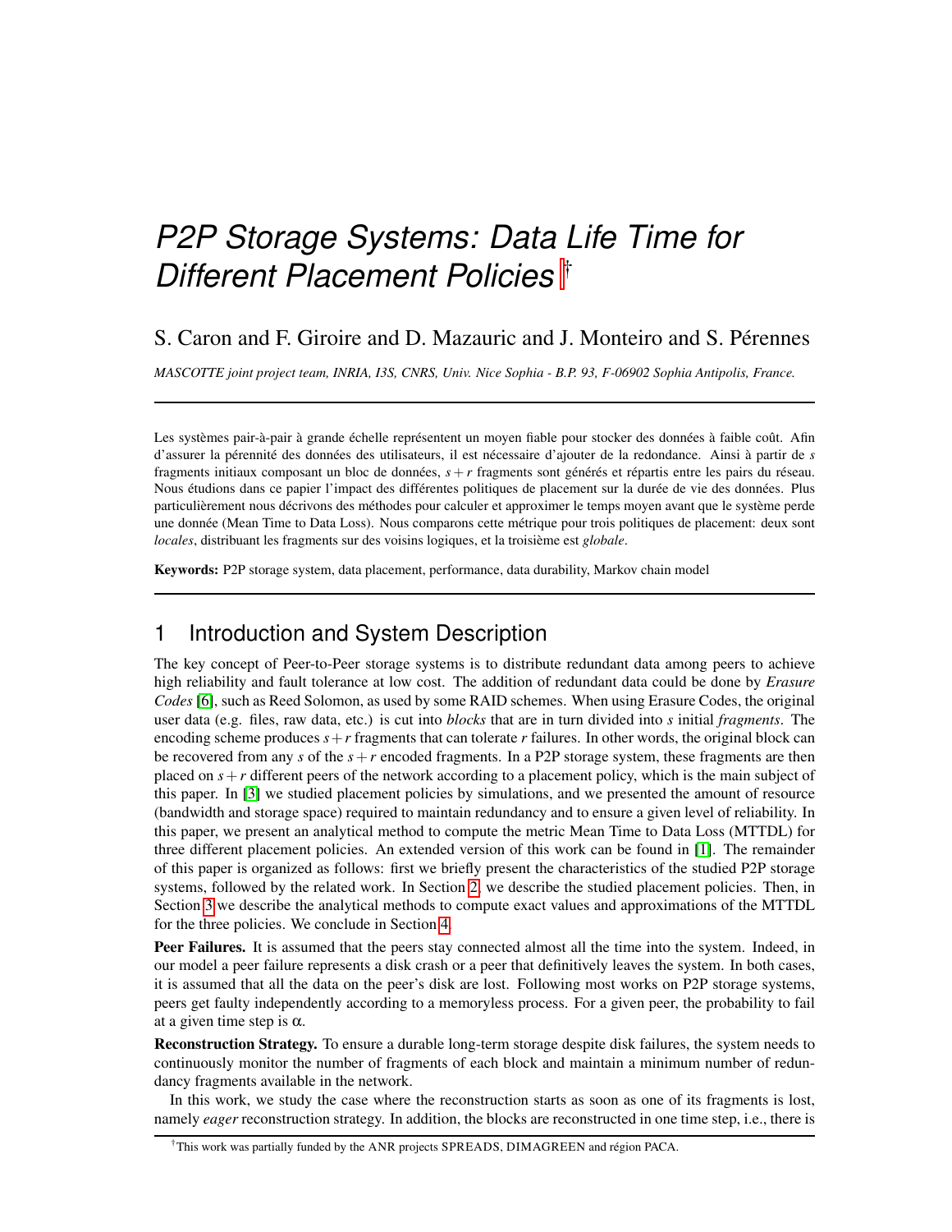# *P2P Storage Systems: Data Life Time for Different Placement Policies* [†]

S. Caron and F. Giroire and D. Mazauric and J. Monteiro and S. Pérennes

*MASCOTTE joint project team, INRIA, I3S, CNRS, Univ. Nice Sophia - B.P. 93, F-06902 Sophia Antipolis, France.*

---

Les systèmes pair-à-pair à grande échelle représentent un moyen fiable pour stocker des données à faible coût. Afin d'assurer la pérennité des données des utilisateurs, il est nécessaire d'ajouter de la redondance. Ainsi à partir de $s$ fragments initiaux composant un bloc de données, $s+r$ fragments sont générés et répartis entre les pairs du réseau. Nous étudions dans ce papier l'impact des différentes politiques de placement sur la durée de vie des données. Plus particulièrement nous décrivons des méthodes pour calculer et approximer le temps moyen avant que le système perde une donnée (Mean Time to Data Loss). Nous comparons cette métrique pour trois politiques de placement: deux sont *locales*, distribuant les fragments sur des voisins logiques, et la troisième est *globale*.

**Keywords:** P2P storage system, data placement, performance, data durability, Markov chain model

---

## 1 Introduction and System Description

The key concept of Peer-to-Peer storage systems is to distribute redundant data among peers to achieve high reliability and fault tolerance at low cost. The addition of redundant data could be done by *Erasure Codes* [6], such as Reed Solomon, as used by some RAID schemes. When using Erasure Codes, the original user data (e.g. files, raw data, etc.) is cut into *blocks* that are in turn divided into $s$ initial *fragments*. The encoding scheme produces $s+r$ fragments that can tolerate $r$ failures. In other words, the original block can be recovered from any $s$ of the $s+r$ encoded fragments. In a P2P storage system, these fragments are then placed on $s+r$ different peers of the network according to a placement policy, which is the main subject of this paper. In [3] we studied placement policies by simulations, and we presented the amount of resource (bandwidth and storage space) required to maintain redundancy and to ensure a given level of reliability. In this paper, we present an analytical method to compute the metric Mean Time to Data Loss (MTTDL) for three different placement policies. An extended version of this work can be found in [1]. The remainder of this paper is organized as follows: first we briefly present the characteristics of the studied P2P storage systems, followed by the related work. In Section 2, we describe the studied placement policies. Then, in Section 3 we describe the analytical methods to compute exact values and approximations of the MTTDL for the three policies. We conclude in Section 4.

**Peer Failures.** It is assumed that the peers stay connected almost all the time into the system. Indeed, in our model a peer failure represents a disk crash or a peer that definitively leaves the system. In both cases, it is assumed that all the data on the peer's disk are lost. Following most works on P2P storage systems, peers get faulty independently according to a memoryless process. For a given peer, the probability to fail at a given time step is $\alpha$.

**Reconstruction Strategy.** To ensure a durable long-term storage despite disk failures, the system needs to continuously monitor the number of fragments of each block and maintain a minimum number of redundancy fragments available in the network.

In this work, we study the case where the reconstruction starts as soon as one of its fragments is lost, namely *eager* reconstruction strategy. In addition, the blocks are reconstructed in one time step, i.e., there is

---

[†] This work was partially funded by the ANR projects SPREADS, DIMAGREEN and région PACA.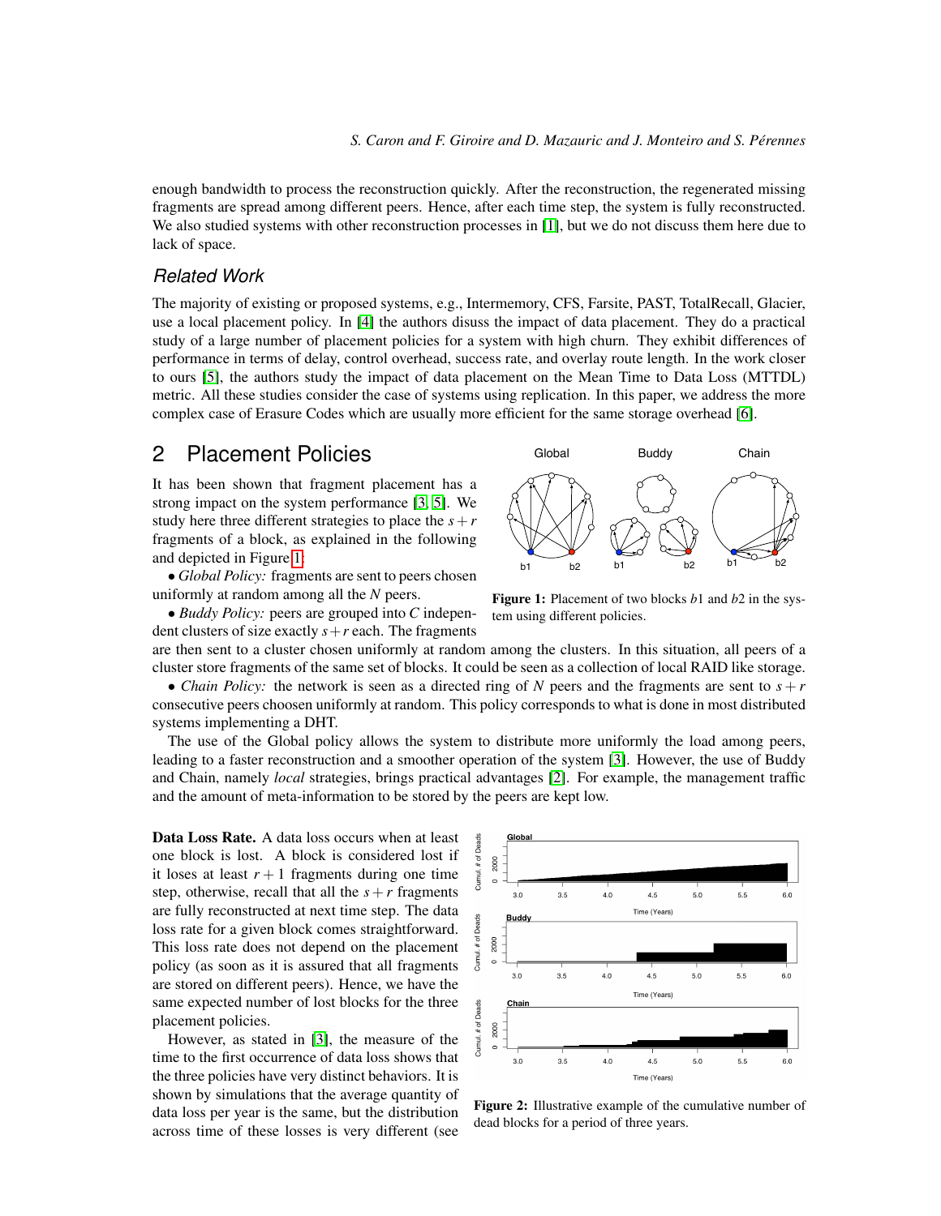enough bandwidth to process the reconstruction quickly. After the reconstruction, the regenerated missing fragments are spread among different peers. Hence, after each time step, the system is fully reconstructed. We also studied systems with other reconstruction processes in [1], but we do not discuss them here due to lack of space.

### Related Work

The majority of existing or proposed systems, e.g., Intermemory, CFS, Farsite, PAST, TotalRecall, Glacier, use a local placement policy. In [4] the authors disuss the impact of data placement. They do a practical study of a large number of placement policies for a system with high churn. They exhibit differences of performance in terms of delay, control overhead, success rate, and overlay route length. In the work closer to ours [5], the authors study the impact of data placement on the Mean Time to Data Loss (MTTDL) metric. All these studies consider the case of systems using replication. In this paper, we address the more complex case of Erasure Codes which are usually more efficient for the same storage overhead [6].

## 2 Placement Policies

It has been shown that fragment placement has a strong impact on the system performance [3, 5]. We study here three different strategies to place the $s+r$ fragments of a block, as explained in the following and depicted in Figure 1:

- *Global Policy:* fragments are sent to peers chosen uniformly at random among all the $N$ peers.
- *Buddy Policy:* peers are grouped into $C$ independent clusters of size exactly $s+r$ each. The fragments are then sent to a cluster chosen uniformly at random among the clusters. In this situation, all peers of a cluster store fragments of the same set of blocks. It could be seen as a collection of local RAID like storage.
- *Chain Policy:* the network is seen as a directed ring of $N$ peers and the fragments are sent to $s+r$ consecutive peers choosen uniformly at random. This policy corresponds to what is done in most distributed systems implementing a DHT.

**Figure 1:** Placement of two blocks $b1$ and $b2$ in the system using different policies.

The use of the Global policy allows the system to distribute more uniformly the load among peers, leading to a faster reconstruction and a smoother operation of the system [3]. However, the use of Buddy and Chain, namely *local* strategies, brings practical advantages [2]. For example, the management traffic and the amount of meta-information to be stored by the peers are kept low.

**Data Loss Rate.** A data loss occurs when at least one block is lost. A block is considered lost if it loses at least $r+1$ fragments during one time step, otherwise, recall that all the $s+r$ fragments are fully reconstructed at next time step. The data loss rate for a given block comes straightforward. This loss rate does not depend on the placement policy (as soon as it is assured that all fragments are stored on different peers). Hence, we have the same expected number of lost blocks for the three placement policies.

However, as stated in [3], the measure of the time to the first occurrence of data loss shows that the three policies have very distinct behaviors. It is shown by simulations that the average quantity of data loss per year is the same, but the distribution across time of these losses is very different (see

**Figure 2:** Illustrative example of the cumulative number of dead blocks for a period of three years.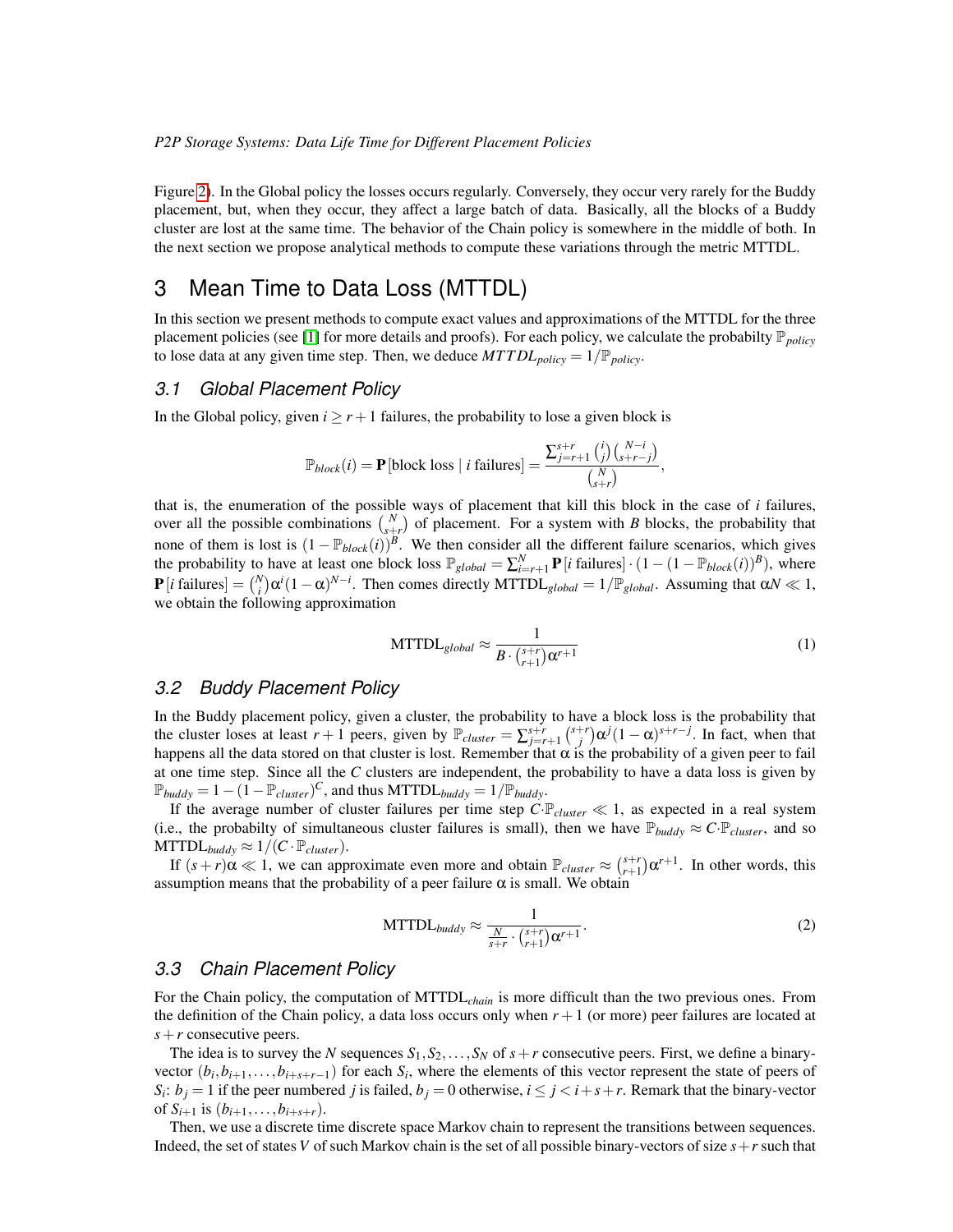Figure 2). In the Global policy the losses occurs regularly. Conversely, they occur very rarely for the Buddy placement, but, when they occur, they affect a large batch of data. Basically, all the blocks of a Buddy cluster are lost at the same time. The behavior of the Chain policy is somewhere in the middle of both. In the next section we propose analytical methods to compute these variations through the metric MTTDL.

# 3 Mean Time to Data Loss (MTTDL)

In this section we present methods to compute exact values and approximations of the MTTDL for the three placement policies (see [1] for more details and proofs). For each policy, we calculate the probabilty $\mathbb{P}_{policy}$ to lose data at any given time step. Then, we deduce $MTTDL_{policy} = 1/\mathbb{P}_{policy}$.

## 3.1 Global Placement Policy

In the Global policy, given $i \geq r+1$ failures, the probability to lose a given block is

$$\mathbb{P}_{block}(i) = \mathbf{P}\left[\text{block loss} \mid i \text{ failures}\right] = \frac{\sum_{j=r+1}^{s+r} \binom{i}{j}\binom{N-i}{s+r-j}}{\binom{N}{s+r}},$$

that is, the enumeration of the possible ways of placement that kill this block in the case of $i$ failures, over all the possible combinations $\binom{N}{s+r}$ of placement. For a system with $B$ blocks, the probability that none of them is lost is $(1-\mathbb{P}_{block}(i))^B$. We then consider all the different failure scenarios, which gives the probability to have at least one block loss $\mathbb{P}_{global} = \sum_{i=r+1}^{N} \mathbf{P}\left[i \text{ failures}\right] \cdot (1-(1-\mathbb{P}_{block}(i))^B)$, where $\mathbf{P}\left[i \text{ failures}\right] = \binom{N}{i}\alpha^i(1-\alpha)^{N-i}$. Then comes directly $\text{MTTDL}_{global} = 1/\mathbb{P}_{global}$. Assuming that $\alpha N \ll 1$, we obtain the following approximation

$$\text{MTTDL}_{global} \approx \frac{1}{B \cdot \binom{s+r}{r+1}\alpha^{r+1}} \tag{1}$$

## 3.2 Buddy Placement Policy

In the Buddy placement policy, given a cluster, the probability to have a block loss is the probability that the cluster loses at least $r+1$ peers, given by $\mathbb{P}_{cluster} = \sum_{j=r+1}^{s+r} \binom{s+r}{j}\alpha^j(1-\alpha)^{s+r-j}$. In fact, when that happens all the data stored on that cluster is lost. Remember that $\alpha$ is the probability of a given peer to fail at one time step. Since all the $C$ clusters are independent, the probability to have a data loss is given by $\mathbb{P}_{buddy} = 1-(1-\mathbb{P}_{cluster})^C$, and thus $\text{MTTDL}_{buddy} = 1/\mathbb{P}_{buddy}$.

If the average number of cluster failures per time step $C \cdot \mathbb{P}_{cluster} \ll 1$, as expected in a real system (i.e., the probabilty of simultaneous cluster failures is small), then we have $\mathbb{P}_{buddy} \approx C \cdot \mathbb{P}_{cluster}$, and so $\text{MTTDL}_{buddy} \approx 1/(C \cdot \mathbb{P}_{cluster})$.

If $(s+r)\alpha \ll 1$, we can approximate even more and obtain $\mathbb{P}_{cluster} \approx \binom{s+r}{r+1}\alpha^{r+1}$. In other words, this assumption means that the probability of a peer failure $\alpha$ is small. We obtain

$$\text{MTTDL}_{buddy} \approx \frac{1}{\frac{N}{s+r} \cdot \binom{s+r}{r+1}\alpha^{r+1}}. \tag{2}$$

## 3.3 Chain Placement Policy

For the Chain policy, the computation of $\text{MTTDL}_{chain}$ is more difficult than the two previous ones. From the definition of the Chain policy, a data loss occurs only when $r+1$ (or more) peer failures are located at $s+r$ consecutive peers.

The idea is to survey the $N$ sequences $S_1, S_2, \ldots, S_N$ of $s+r$ consecutive peers. First, we define a binary-vector $(b_i, b_{i+1}, \ldots, b_{i+s+r-1})$ for each $S_i$, where the elements of this vector represent the state of peers of $S_i$: $b_j = 1$ if the peer numbered $j$ is failed, $b_j = 0$ otherwise, $i \leq j < i+s+r$. Remark that the binary-vector of $S_{i+1}$ is $(b_{i+1}, \ldots, b_{i+s+r})$.

Then, we use a discrete time discrete space Markov chain to represent the transitions between sequences. Indeed, the set of states $V$ of such Markov chain is the set of all possible binary-vectors of size $s+r$ such that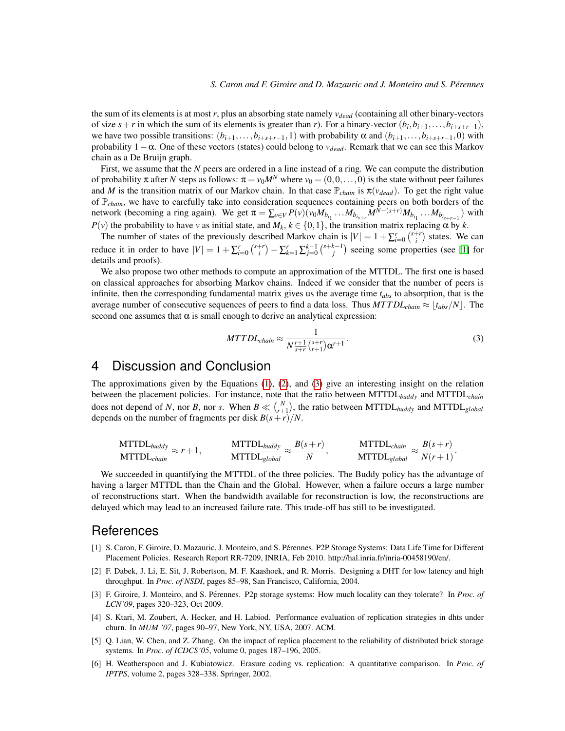the sum of its elements is at most $r$, plus an absorbing state namely $v_{dead}$ (containing all other binary-vectors of size $s+r$ in which the sum of its elements is greater than $r$). For a binary-vector $(b_i, b_{i+1}, \dots, b_{i+s+r-1})$, we have two possible transitions: $(b_{i+1}, \dots, b_{i+s+r-1}, 1)$ with probability $\alpha$ and $(b_{i+1}, \dots, b_{i+s+r-1}, 0)$ with probability $1-\alpha$. One of these vectors (states) could belong to $v_{dead}$. Remark that we can see this Markov chain as a De Bruijn graph.

First, we assume that the $N$ peers are ordered in a line instead of a ring. We can compute the distribution of probability $\pi$ after $N$ steps as follows: $\pi = v_0 M^N$ where $v_0 = (0, 0, \dots, 0)$ is the state without peer failures and $M$ is the transition matrix of our Markov chain. In that case $\mathbb{P}_{chain}$ is $\pi(v_{dead})$. To get the right value of $\mathbb{P}_{chain}$, we have to carefully take into consideration sequences containing peers on both borders of the network (becoming a ring again). We get $\pi = \sum_{v \in V} P(v)(v_0 M_{b_{i_1}} \dots M_{b_{i_{s+r}}} M^{N-(s+r)} M_{b_{i_1}} \dots M_{b_{i_{s+r-1}}})$ with $P(v)$ the probability to have $v$ as initial state, and $M_k$, $k \in \{0,1\}$, the transition matrix replacing $\alpha$ by $k$.

The number of states of the previously described Markov chain is $|V| = 1 + \sum_{i=0}^{r} \binom{s+r}{i}$ states. We can reduce it in order to have $|V| = 1 + \sum_{i=0}^{r} \binom{s+r}{i} - \sum_{k=1}^{r} \sum_{j=0}^{k-1} \binom{s+k-1}{j}$ seeing some properties (see [1] for details and proofs).

We also propose two other methods to compute an approximation of the MTTDL. The first one is based on classical approaches for absorbing Markov chains. Indeed if we consider that the number of peers is infinite, then the corresponding fundamental matrix gives us the average time $t_{abs}$ to absorption, that is the average number of consecutive sequences of peers to find a data loss. Thus $MTTDL_{chain} \approx \lfloor t_{abs}/N \rfloor$. The second one assumes that $\alpha$ is small enough to derive an analytical expression:

$$MTTDL_{chain} \approx \frac{1}{N \frac{r+1}{s+r} \binom{s+r}{r+1} \alpha^{r+1}}. \tag{3}$$

# 4 Discussion and Conclusion

The approximations given by the Equations (1), (2), and (3) give an interesting insight on the relation between the placement policies. For instance, note that the ratio between $\text{MTTDL}_{buddy}$ and $\text{MTTDL}_{chain}$ does not depend of $N$, nor $B$, nor $s$. When $B \ll \binom{N}{r+1}$, the ratio between $\text{MTTDL}_{buddy}$ and $\text{MTTDL}_{global}$ depends on the number of fragments per disk $B(s+r)/N$.

$$\frac{\text{MTTDL}_{buddy}}{\text{MTTDL}_{chain}} \approx r+1, \qquad \frac{\text{MTTDL}_{buddy}}{\text{MTTDL}_{global}} \approx \frac{B(s+r)}{N}, \qquad \frac{\text{MTTDL}_{chain}}{\text{MTTDL}_{global}} \approx \frac{B(s+r)}{N(r+1)}.$$

We succeeded in quantifying the MTTDL of the three policies. The Buddy policy has the advantage of having a larger MTTDL than the Chain and the Global. However, when a failure occurs a large number of reconstructions start. When the bandwidth available for reconstruction is low, the reconstructions are delayed which may lead to an increased failure rate. This trade-off has still to be investigated.

# References

[1] S. Caron, F. Giroire, D. Mazauric, J. Monteiro, and S. Pérennes. P2P Storage Systems: Data Life Time for Different Placement Policies. Research Report RR-7209, INRIA, Feb 2010. http://hal.inria.fr/inria-00458190/en/.

[2] F. Dabek, J. Li, E. Sit, J. Robertson, M. F. Kaashoek, and R. Morris. Designing a DHT for low latency and high throughput. In *Proc. of NSDI*, pages 85–98, San Francisco, California, 2004.

[3] F. Giroire, J. Monteiro, and S. Pérennes. P2p storage systems: How much locality can they tolerate? In *Proc. of LCN'09*, pages 320–323, Oct 2009.

[4] S. Ktari, M. Zoubert, A. Hecker, and H. Labiod. Performance evaluation of replication strategies in dhts under churn. In *MUM '07*, pages 90–97, New York, NY, USA, 2007. ACM.

[5] Q. Lian, W. Chen, and Z. Zhang. On the impact of replica placement to the reliability of distributed brick storage systems. In *Proc. of ICDCS'05*, volume 0, pages 187–196, 2005.

[6] H. Weatherspoon and J. Kubiatowicz. Erasure coding vs. replication: A quantitative comparison. In *Proc. of IPTPS*, volume 2, pages 328–338. Springer, 2002.